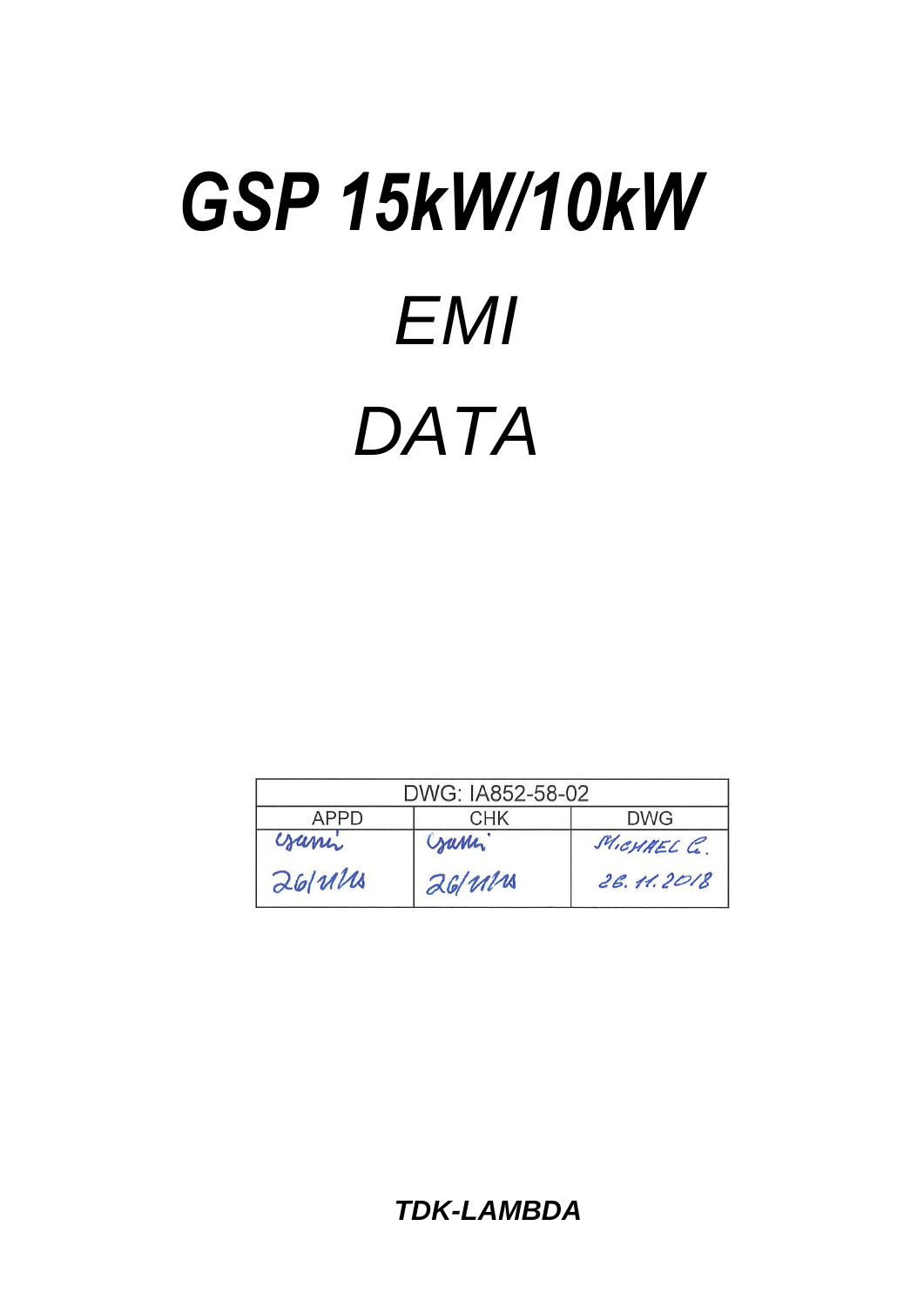# *GSP 15kW/10kW*

## *EMI*

## *DATA*

| DWG: IA852-58-02 | | |
|---|---|---|
| APPD | CHK | DWG |
| Usami 26/11/18 | Usami 26/11/18 | MICHAEL G. 26.11.2018 |

***TDK-LAMBDA***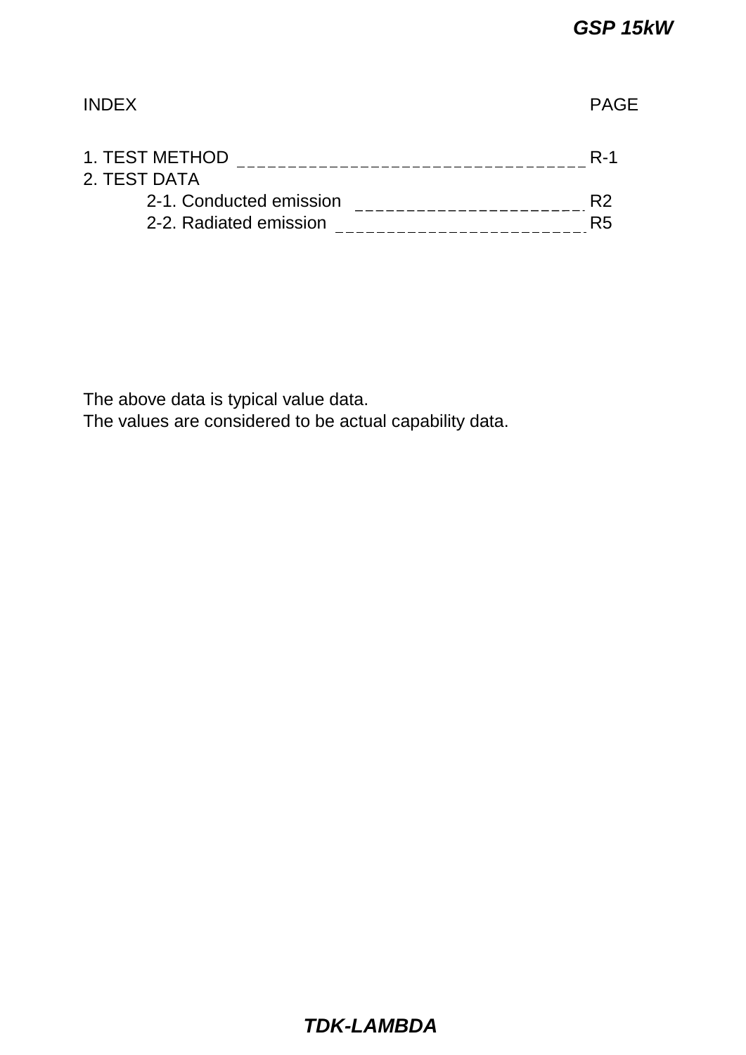| INDEX | PAGE |
|---|---|
| 1. TEST METHOD | R-1 |
| 2. TEST DATA | |
| 2-1. Conducted emission | R2 |
| 2-2. Radiated emission | R5 |

The above data is typical value data.
The values are considered to be actual capability data.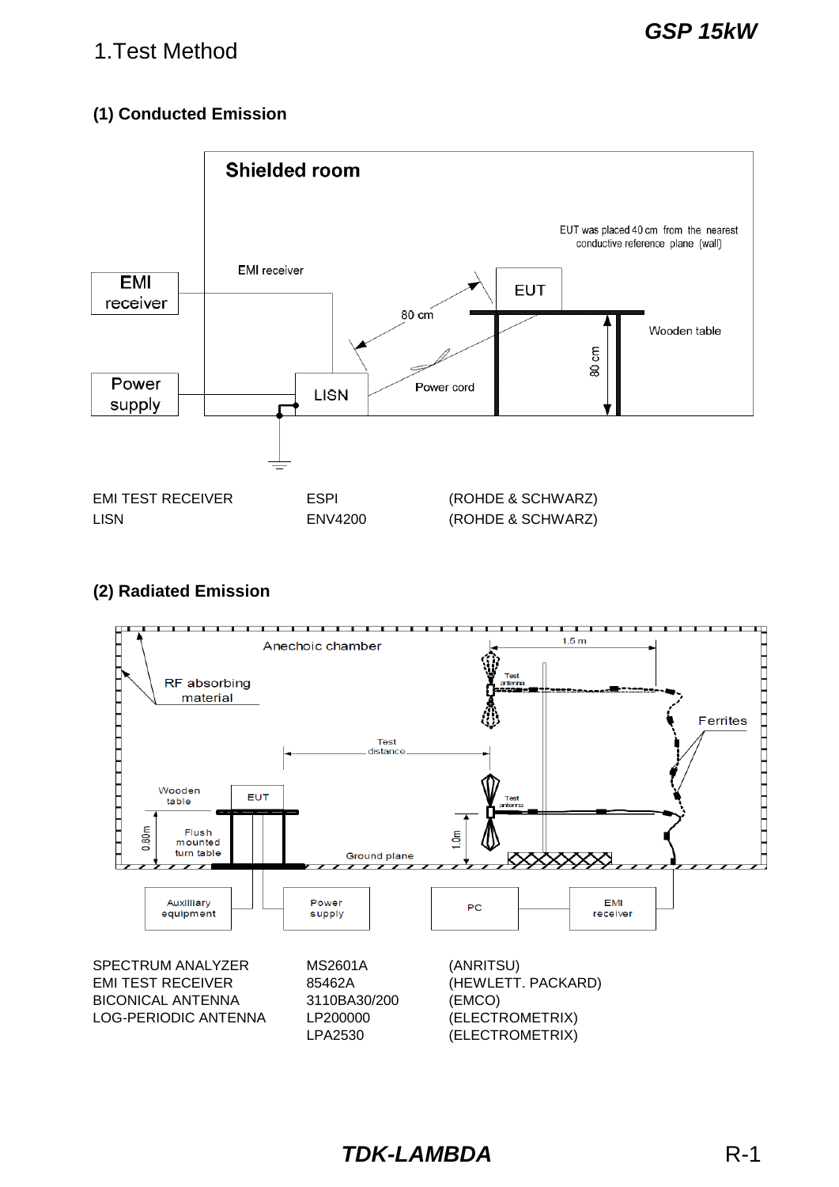# 1.Test Method

### (1) Conducted Emission

| | | |
|---|---|---|
| EMI TEST RECEIVER | ESPI | (ROHDE & SCHWARZ) |
| LISN | ENV4200 | (ROHDE & SCHWARZ) |

### (2) Radiated Emission

| | | |
|---|---|---|
| SPECTRUM ANALYZER | MS2601A | (ANRITSU) |
| EMI TEST RECEIVER | 85462A | (HEWLETT. PACKARD) |
| BICONICAL ANTENNA | 3110BA30/200 | (EMCO) |
| LOG-PERIODIC ANTENNA | LP200000 | (ELECTROMETRIX) |
| | LPA2530 | (ELECTROMETRIX) |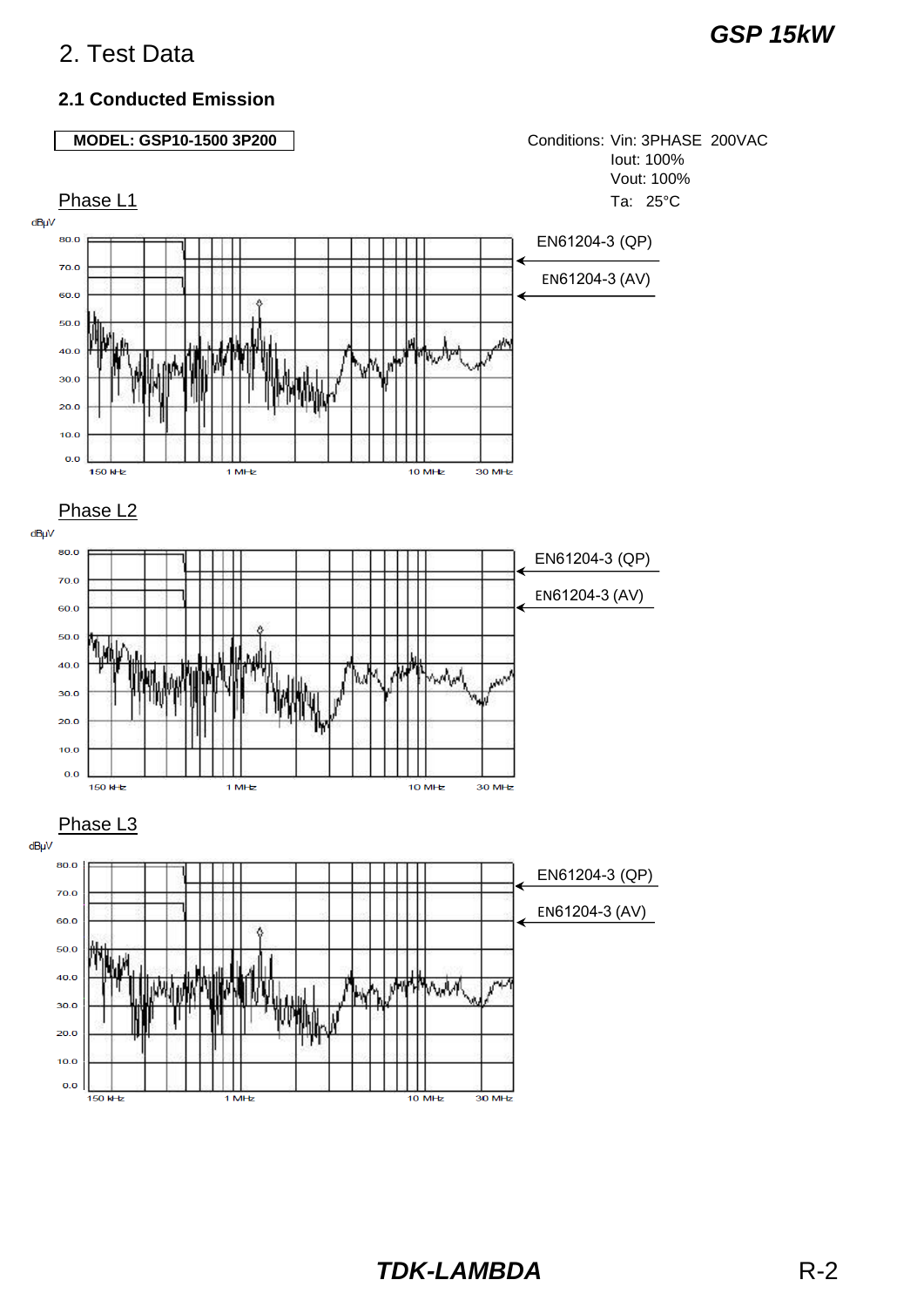# 2. Test Data

## 2.1 Conducted Emission

**MODEL: GSP10-1500 3P200**

Conditions: Vin: 3PHASE 200VAC
Iout: 100%
Vout: 100%
Ta: 25°C

### Phase L1

dBμV

80.0
70.0
60.0
50.0
40.0
30.0
20.0
10.0
0.0

150 kHz 1 MHz 10 MHz 30 MHz

EN61204-3 (QP)

EN61204-3 (AV)

### Phase L2

dBμV

80.0
70.0
60.0
50.0
40.0
30.0
20.0
10.0
0.0

150 kHz 1 MHz 10 MHz 30 MHz

EN61204-3 (QP)

EN61204-3 (AV)

### Phase L3

dBμV

80.0
70.0
60.0
50.0
40.0
30.0
20.0
10.0
0.0

150 kHz 1 MHz 10 MHz 30 MHz

EN61204-3 (QP)

EN61204-3 (AV)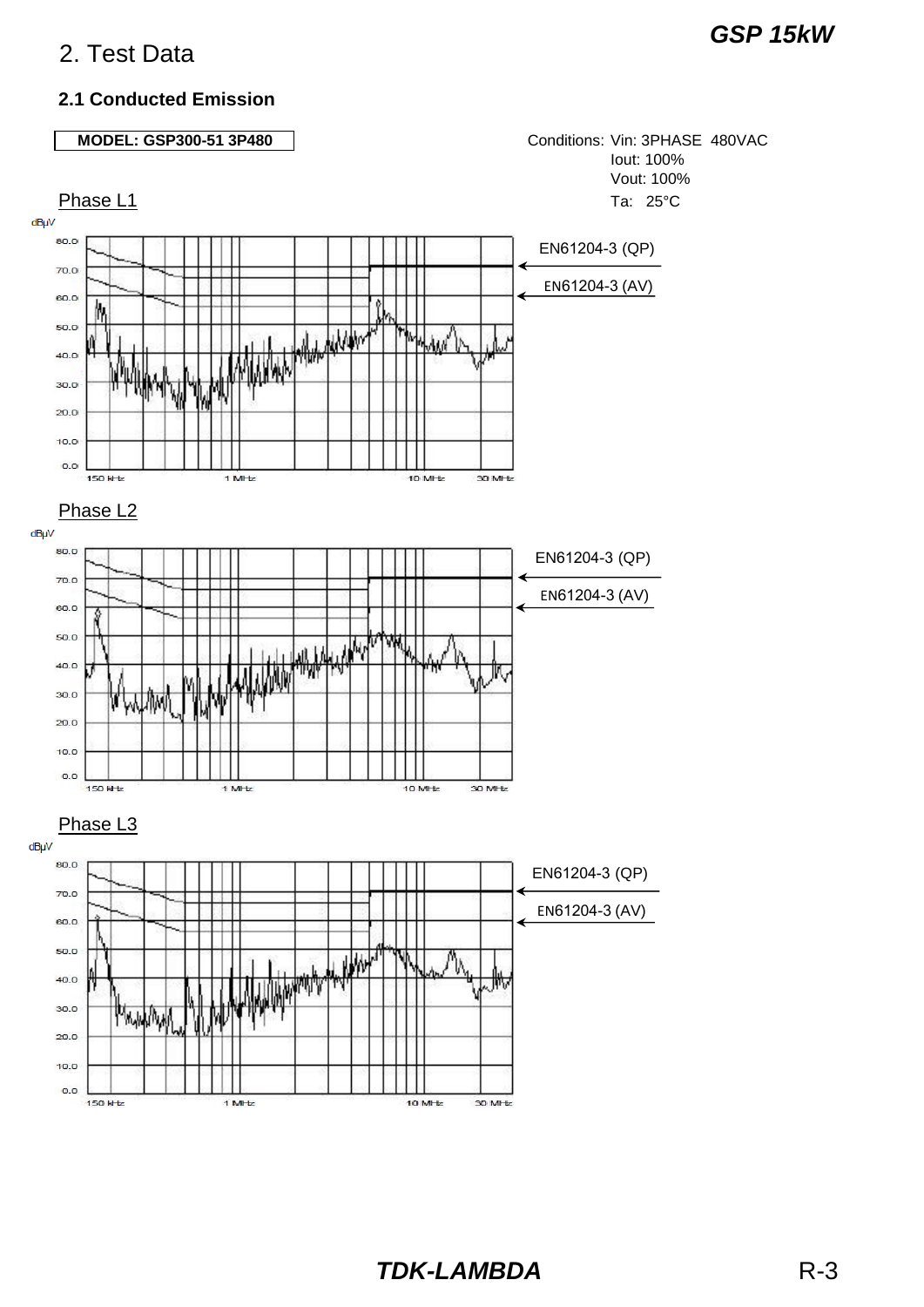## 2. Test Data

### 2.1 Conducted Emission

**MODEL: GSP300-51 3P480**

Conditions: Vin: 3PHASE 480VAC
Iout: 100%
Vout: 100%
Ta: 25°C

Phase L1

dBμV

80.0, 70.0, 60.0, 50.0, 40.0, 30.0, 20.0, 10.0, 0.0

150 kHz, 1 MHz, 10 MHz, 30 MHz

EN61204-3 (QP)

EN61204-3 (AV)

Phase L2

dBμV

80.0, 70.0, 60.0, 50.0, 40.0, 30.0, 20.0, 10.0, 0.0

150 kHz, 1 MHz, 10 MHz, 30 MHz

EN61204-3 (QP)

EN61204-3 (AV)

Phase L3

dBμV

80.0, 70.0, 60.0, 50.0, 40.0, 30.0, 20.0, 10.0, 0.0

150 kHz, 1 MHz, 10 MHz, 30 MHz

EN61204-3 (QP)

EN61204-3 (AV)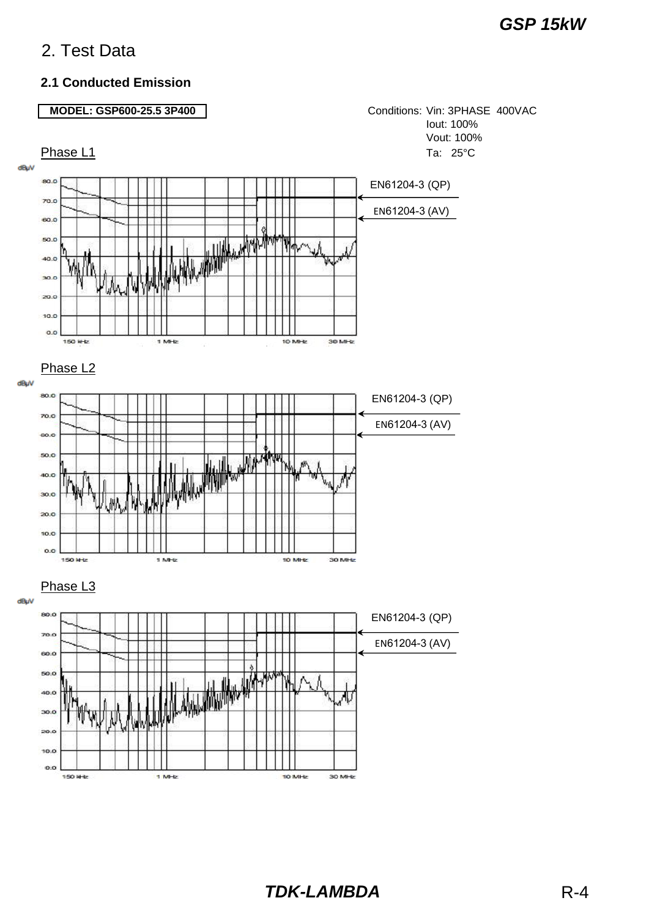## 2. Test Data

### 2.1 Conducted Emission

**MODEL: GSP600-25.5 3P400**

Conditions: Vin: 3PHASE 400VAC
Iout: 100%
Vout: 100%
Ta: 25°C

Phase L1

dBμV

EN61204-3 (QP)

EN61204-3 (AV)

Phase L2

dBμV

EN61204-3 (QP)

EN61204-3 (AV)

Phase L3

dBμV

EN61204-3 (QP)

EN61204-3 (AV)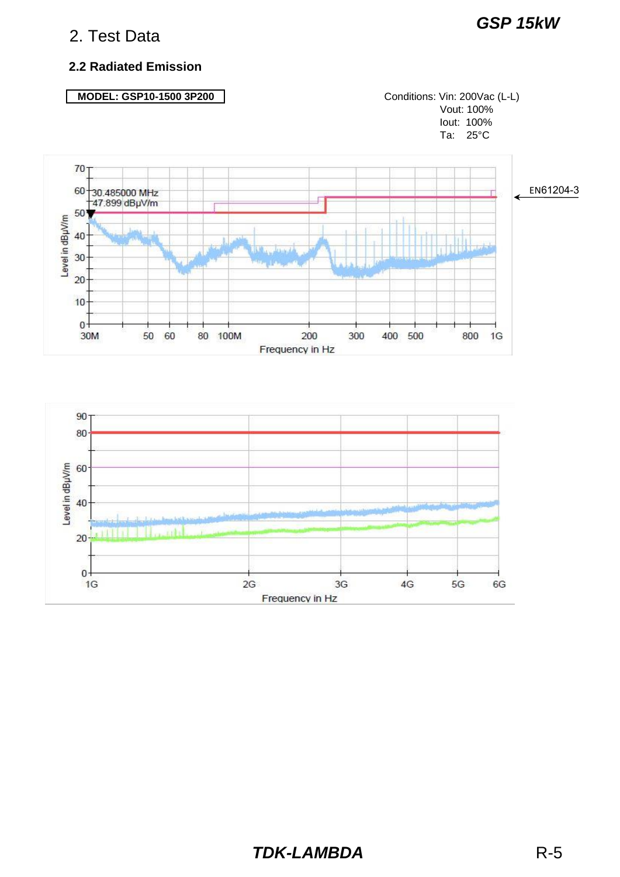# 2. Test Data

## 2.2 Radiated Emission

**MODEL: GSP10-1500 3P200**

Conditions: Vin: 200Vac (L-L)
Vout: 100%
Iout: 100%
Ta: 25°C

EN61204-3

30.485000 MHz
47.899 dBµV/m

Level in dBµV/m

Frequency in Hz

Level in dBµV/m

Frequency in Hz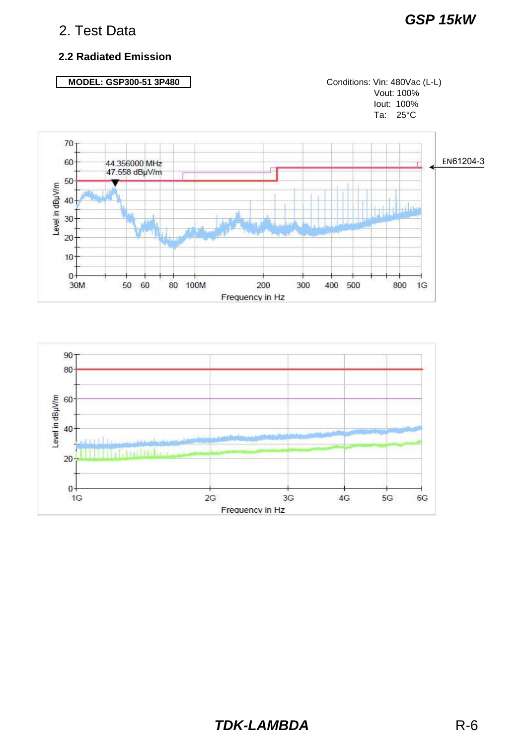## 2. Test Data

### 2.2 Radiated Emission

**MODEL: GSP300-51 3P480**

Conditions: Vin: 480Vac (L-L)
Vout: 100%
Iout: 100%
Ta: 25°C

44.356000 MHz
47.558 dBµV/m

EN61204-3

Level in dBµV/m

Frequency in Hz

Level in dBµV/m

Frequency in Hz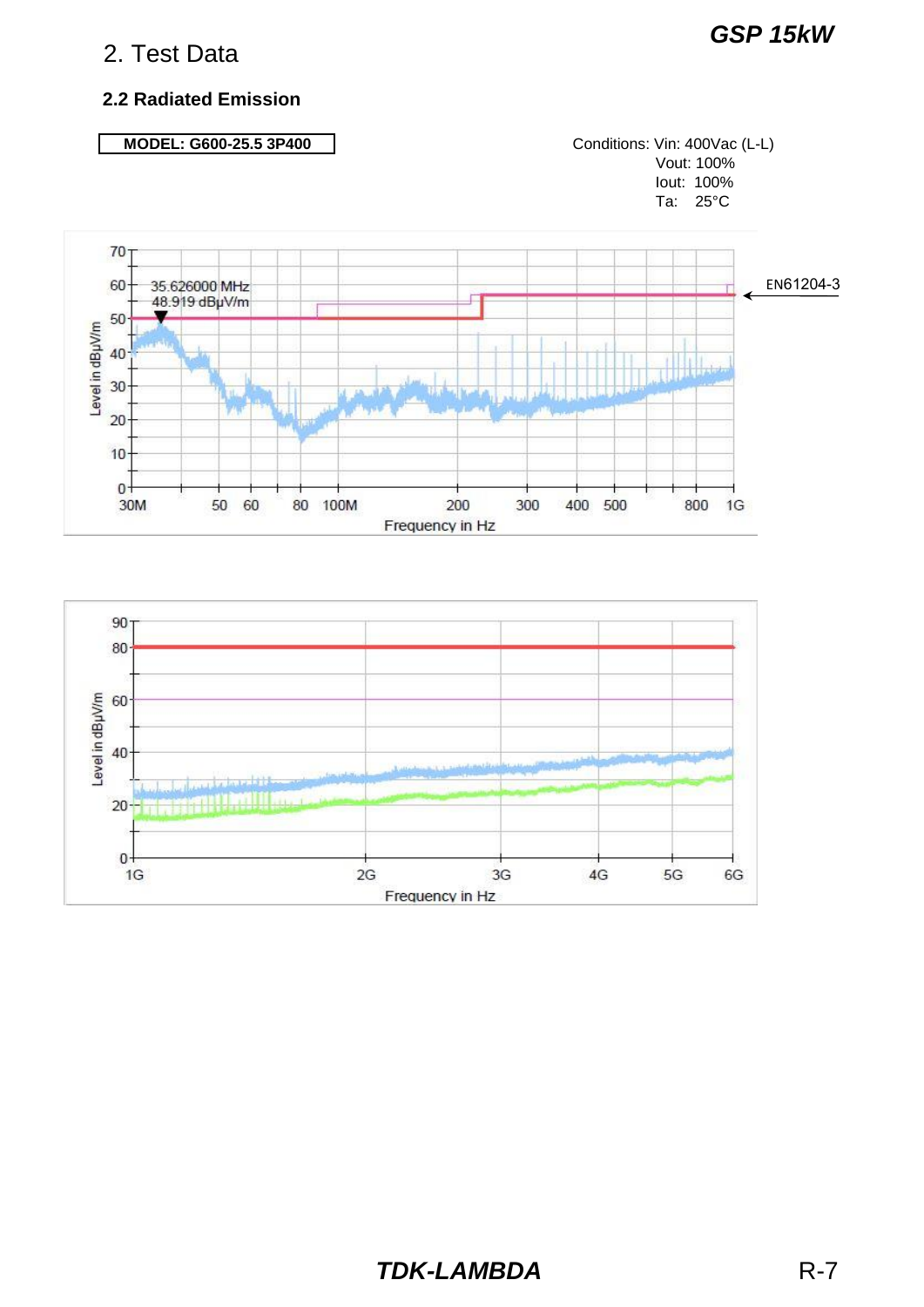## 2. Test Data

### 2.2 Radiated Emission

**MODEL: G600-25.5 3P400**

Conditions: Vin: 400Vac (L-L)
Vout: 100%
Iout: 100%
Ta: 25°C

35.626000 MHz
48.919 dBµV/m

EN61204-3

Level in dBµV/m

70
60
50
40
30
20
10
0

30M 50 60 80 100M 200 300 400 500 800 1G

Frequency in Hz

Level in dBµV/m

90
80
60
40
20
0

1G 2G 3G 4G 5G 6G

Frequency in Hz